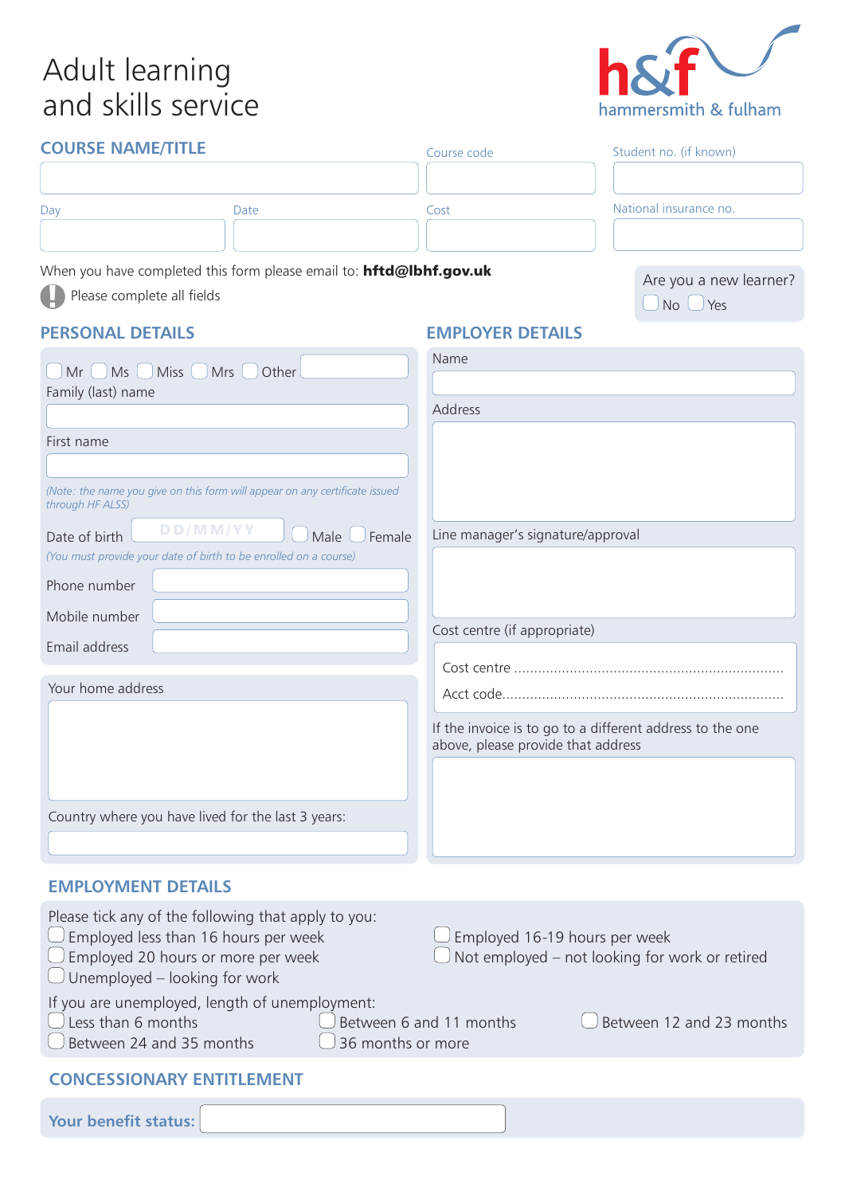# Adult learning and skills service

h&f hammersmith & fulham

## COURSE NAME/TITLE

Course code

Student no. (if known)

Day

Date

Cost

National insurance no.

When you have completed this form please email to: **hftd@lbhf.gov.uk**

Please complete all fields

Are you a new learner?
☐ No ☐ Yes

## PERSONAL DETAILS

☐ Mr ☐ Ms ☐ Miss ☐ Mrs ☐ Other

Family (last) name

First name

*(Note: the name you give on this form will appear on any certificate issued through HF ALSS)*

Date of birth DD/MM/YY ☐ Male ☐ Female

*(You must provide your date of birth to be enrolled on a course)*

Phone number

Mobile number

Email address

Your home address

Country where you have lived for the last 3 years:

## EMPLOYER DETAILS

Name

Address

Line manager's signature/approval

Cost centre (if appropriate)

Cost centre ..........................................................................

Acct code..............................................................................

If the invoice is to go to a different address to the one above, please provide that address

## EMPLOYMENT DETAILS

Please tick any of the following that apply to you:

☐ Employed less than 16 hours per week
☐ Employed 16-19 hours per week
☐ Employed 20 hours or more per week
☐ Not employed – not looking for work or retired
☐ Unemployed – looking for work

If you are unemployed, length of unemployment:

☐ Less than 6 months
☐ Between 6 and 11 months
☐ Between 12 and 23 months
☐ Between 24 and 35 months
☐ 36 months or more

## CONCESSIONARY ENTITLEMENT

**Your benefit status:**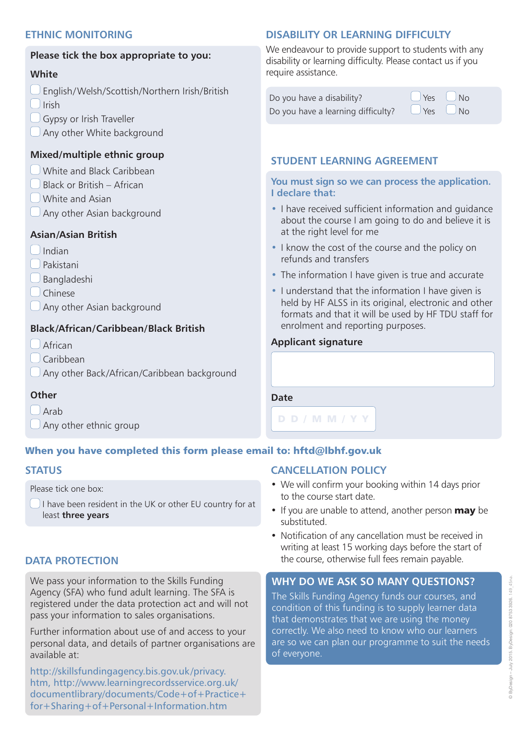## ETHNIC MONITORING

**Please tick the box appropriate to you:**

**White**

- ☐ English/Welsh/Scottish/Northern Irish/British
- ☐ Irish
- ☐ Gypsy or Irish Traveller
- ☐ Any other White background

**Mixed/multiple ethnic group**

- ☐ White and Black Caribbean
- ☐ Black or British – African
- ☐ White and Asian
- ☐ Any other Asian background

**Asian/Asian British**

- ☐ Indian
- ☐ Pakistani
- ☐ Bangladeshi
- ☐ Chinese
- ☐ Any other Asian background

**Black/African/Caribbean/Black British**

- ☐ African
- ☐ Caribbean
- ☐ Any other Back/African/Caribbean background

**Other**

- ☐ Arab
- ☐ Any other ethnic group

## DISABILITY OR LEARNING DIFFICULTY

We endeavour to provide support to students with any disability or learning difficulty. Please contact us if you require assistance.

Do you have a disability? ☐ Yes ☐ No

Do you have a learning difficulty? ☐ Yes ☐ No

## STUDENT LEARNING AGREEMENT

**You must sign so we can process the application. I declare that:**

- I have received sufficient information and guidance about the course I am going to do and believe it is at the right level for me
- I know the cost of the course and the policy on refunds and transfers
- The information I have given is true and accurate
- I understand that the information I have given is held by HF ALSS in its original, electronic and other formats and that it will be used by HF TDU staff for enrolment and reporting purposes.

**Applicant signature**

**Date**

D D / M M / Y Y

**When you have completed this form please email to: hftd@lbhf.gov.uk**

## STATUS

Please tick one box:

☐ I have been resident in the UK or other EU country for at least **three years**

## DATA PROTECTION

We pass your information to the Skills Funding Agency (SFA) who fund adult learning. The SFA is registered under the data protection act and will not pass your information to sales organisations.

Further information about use of and access to your personal data, and details of partner organisations are available at:

http://skillsfundingagency.bis.gov.uk/privacy.htm, http://www.learningrecordsservice.org.uk/documentlibrary/documents/Code+of+Practice+for+Sharing+of+Personal+Information.htm

## CANCELLATION POLICY

- We will confirm your booking within 14 days prior to the course start date.
- If you are unable to attend, another person **may** be substituted.
- Notification of any cancellation must be received in writing at least 15 working days before the start of the course, otherwise full fees remain payable.

## WHY DO WE ASK SO MANY QUESTIONS?

The Skills Funding Agency funds our courses, and condition of this funding is to supply learner data that demonstrates that we are using the money correctly. We also need to know who our learners are so we can plan our programme to suit the needs of everyone.